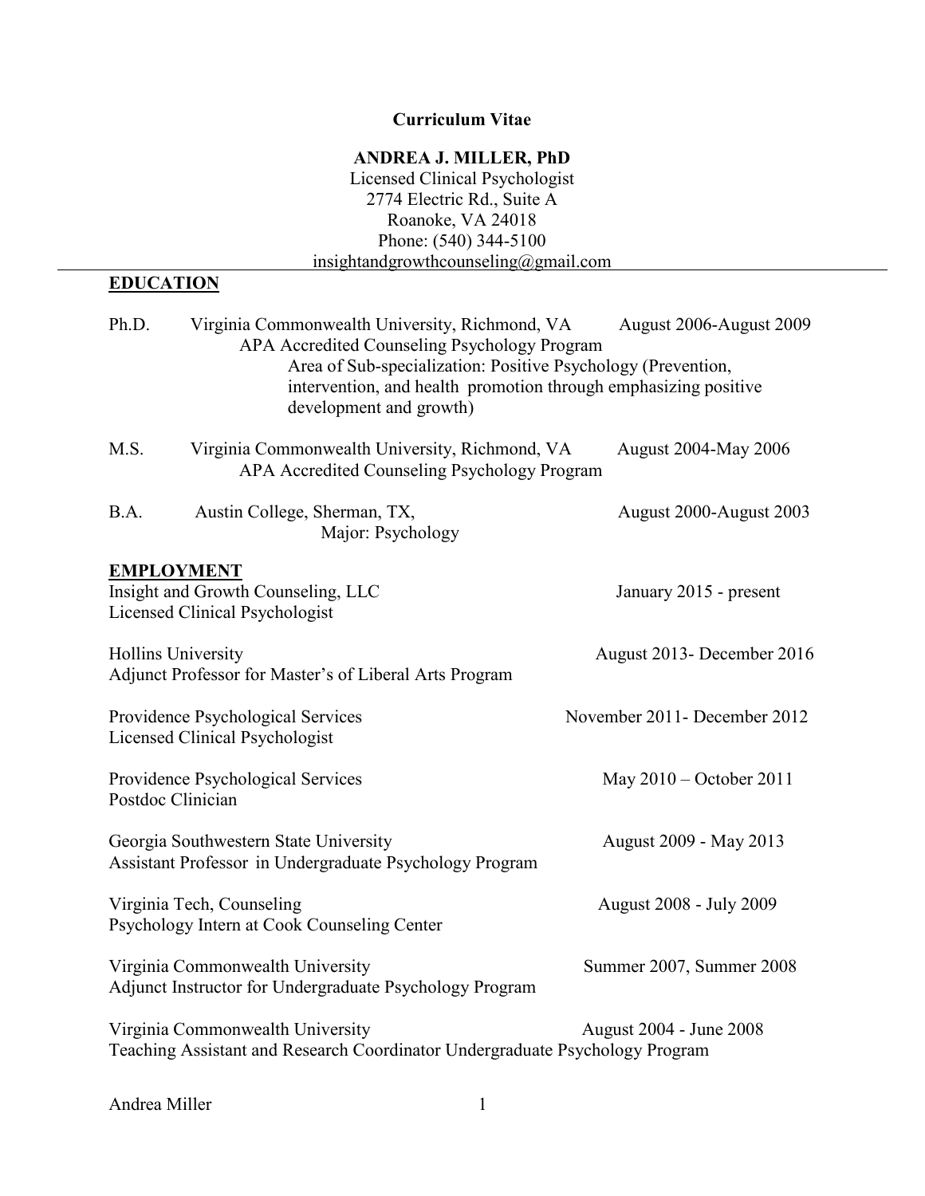**Curriculum Vitae**

**ANDREA J. MILLER, PhD**
Licensed Clinical Psychologist
2774 Electric Rd., Suite A
Roanoke, VA 24018
Phone: (540) 344-5100
insightandgrowthcounseling@gmail.com

## EDUCATION

**Ph.D.** Virginia Commonwealth University, Richmond, VA — August 2006-August 2009
APA Accredited Counseling Psychology Program
Area of Sub-specialization: Positive Psychology (Prevention, intervention, and health promotion through emphasizing positive development and growth)

**M.S.** Virginia Commonwealth University, Richmond, VA — August 2004-May 2006
APA Accredited Counseling Psychology Program

**B.A.** Austin College, Sherman, TX, — August 2000-August 2003
Major: Psychology

## EMPLOYMENT

Insight and Growth Counseling, LLC — January 2015 - present
Licensed Clinical Psychologist

Hollins University — August 2013- December 2016
Adjunct Professor for Master's of Liberal Arts Program

Providence Psychological Services — November 2011- December 2012
Licensed Clinical Psychologist

Providence Psychological Services — May 2010 – October 2011
Postdoc Clinician

Georgia Southwestern State University — August 2009 - May 2013
Assistant Professor in Undergraduate Psychology Program

Virginia Tech, Counseling — August 2008 - July 2009
Psychology Intern at Cook Counseling Center

Virginia Commonwealth University — Summer 2007, Summer 2008
Adjunct Instructor for Undergraduate Psychology Program

Virginia Commonwealth University — August 2004 - June 2008
Teaching Assistant and Research Coordinator Undergraduate Psychology Program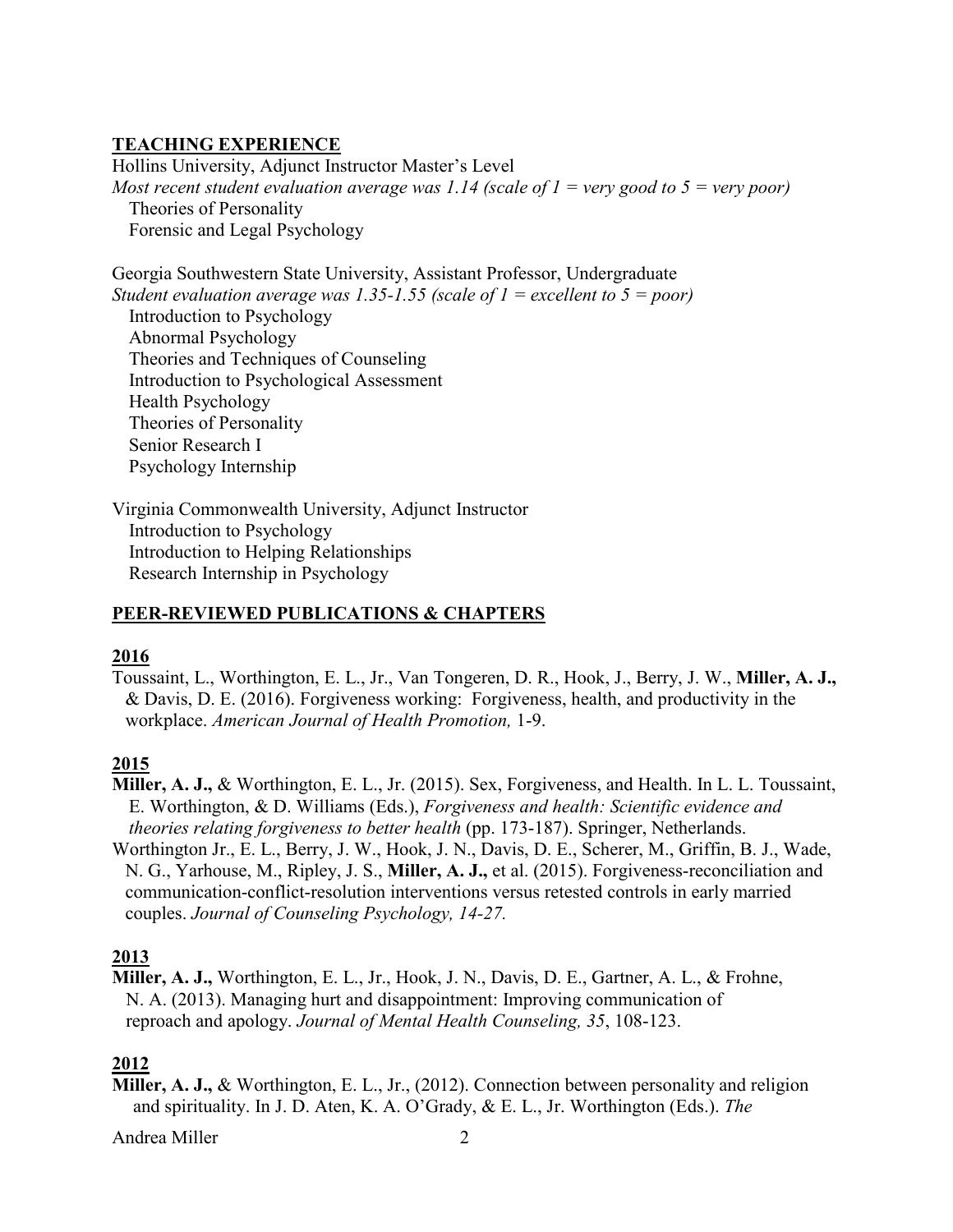## TEACHING EXPERIENCE

Hollins University, Adjunct Instructor Master's Level
*Most recent student evaluation average was 1.14 (scale of 1 = very good to 5 = very poor)*
Theories of Personality
Forensic and Legal Psychology

Georgia Southwestern State University, Assistant Professor, Undergraduate
*Student evaluation average was 1.35-1.55 (scale of 1 = excellent to 5 = poor)*
Introduction to Psychology
Abnormal Psychology
Theories and Techniques of Counseling
Introduction to Psychological Assessment
Health Psychology
Theories of Personality
Senior Research I
Psychology Internship

Virginia Commonwealth University, Adjunct Instructor
Introduction to Psychology
Introduction to Helping Relationships
Research Internship in Psychology

## PEER-REVIEWED PUBLICATIONS & CHAPTERS

### 2016

Toussaint, L., Worthington, E. L., Jr., Van Tongeren, D. R., Hook, J., Berry, J. W., **Miller, A. J.,** & Davis, D. E. (2016). Forgiveness working: Forgiveness, health, and productivity in the workplace. *American Journal of Health Promotion,* 1-9.

### 2015

**Miller, A. J.,** & Worthington, E. L., Jr. (2015). Sex, Forgiveness, and Health. In L. L. Toussaint, E. Worthington, & D. Williams (Eds.), *Forgiveness and health: Scientific evidence and theories relating forgiveness to better health* (pp. 173-187). Springer, Netherlands.

Worthington Jr., E. L., Berry, J. W., Hook, J. N., Davis, D. E., Scherer, M., Griffin, B. J., Wade, N. G., Yarhouse, M., Ripley, J. S., **Miller, A. J.,** et al. (2015). Forgiveness-reconciliation and communication-conflict-resolution interventions versus retested controls in early married couples. *Journal of Counseling Psychology, 14-27.*

### 2013

**Miller, A. J.,** Worthington, E. L., Jr., Hook, J. N., Davis, D. E., Gartner, A. L., & Frohne, N. A. (2013). Managing hurt and disappointment: Improving communication of reproach and apology. *Journal of Mental Health Counseling, 35*, 108-123.

### 2012

**Miller, A. J.,** & Worthington, E. L., Jr., (2012). Connection between personality and religion and spirituality. In J. D. Aten, K. A. O'Grady, & E. L., Jr. Worthington (Eds.). *The*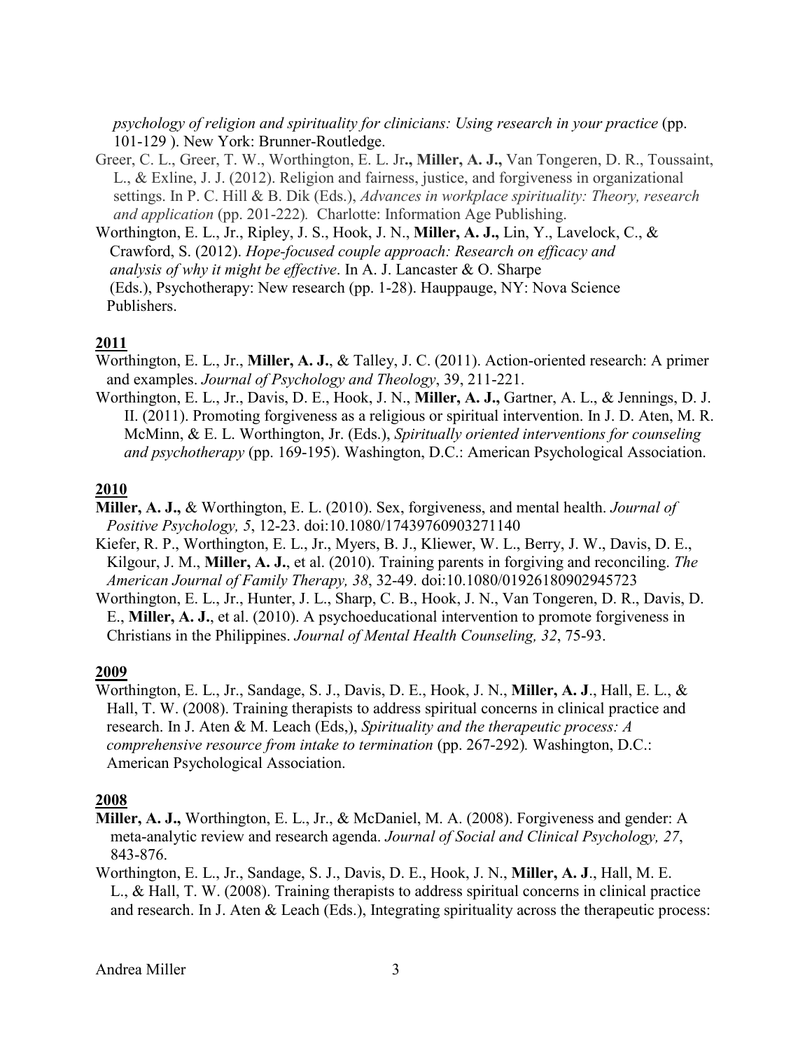*psychology of religion and spirituality for clinicians: Using research in your practice* (pp. 101-129 ). New York: Brunner-Routledge.

Greer, C. L., Greer, T. W., Worthington, E. L. Jr**.,** **Miller, A. J.,** Van Tongeren, D. R., Toussaint, L., & Exline, J. J. (2012). Religion and fairness, justice, and forgiveness in organizational settings. In P. C. Hill & B. Dik (Eds.), *Advances in workplace spirituality: Theory, research and application* (pp. 201-222). Charlotte: Information Age Publishing.

Worthington, E. L., Jr., Ripley, J. S., Hook, J. N., **Miller, A. J.,** Lin, Y., Lavelock, C., & Crawford, S. (2012). *Hope-focused couple approach: Research on efficacy and analysis of why it might be effective*. In A. J. Lancaster & O. Sharpe (Eds.), Psychotherapy: New research (pp. 1-28). Hauppauge, NY: Nova Science Publishers.

**2011**

Worthington, E. L., Jr., **Miller, A. J.**, & Talley, J. C. (2011). Action-oriented research: A primer and examples. *Journal of Psychology and Theology*, 39, 211-221.

Worthington, E. L., Jr., Davis, D. E., Hook, J. N., **Miller, A. J.,** Gartner, A. L., & Jennings, D. J. II. (2011). Promoting forgiveness as a religious or spiritual intervention. In J. D. Aten, M. R. McMinn, & E. L. Worthington, Jr. (Eds.), *Spiritually oriented interventions for counseling and psychotherapy* (pp. 169-195). Washington, D.C.: American Psychological Association.

**2010**

**Miller, A. J.,** & Worthington, E. L. (2010). Sex, forgiveness, and mental health. *Journal of Positive Psychology, 5*, 12-23. doi:10.1080/17439760903271140

Kiefer, R. P., Worthington, E. L., Jr., Myers, B. J., Kliewer, W. L., Berry, J. W., Davis, D. E., Kilgour, J. M., **Miller, A. J.**, et al. (2010). Training parents in forgiving and reconciling. *The American Journal of Family Therapy, 38*, 32-49. doi:10.1080/01926180902945723

Worthington, E. L., Jr., Hunter, J. L., Sharp, C. B., Hook, J. N., Van Tongeren, D. R., Davis, D. E., **Miller, A. J.**, et al. (2010). A psychoeducational intervention to promote forgiveness in Christians in the Philippines. *Journal of Mental Health Counseling, 32*, 75-93.

**2009**

Worthington, E. L., Jr., Sandage, S. J., Davis, D. E., Hook, J. N., **Miller, A. J**., Hall, E. L., & Hall, T. W. (2008). Training therapists to address spiritual concerns in clinical practice and research. In J. Aten & M. Leach (Eds,), *Spirituality and the therapeutic process: A comprehensive resource from intake to termination* (pp. 267-292). Washington, D.C.: American Psychological Association.

**2008**

**Miller, A. J.,** Worthington, E. L., Jr., & McDaniel, M. A. (2008). Forgiveness and gender: A meta-analytic review and research agenda. *Journal of Social and Clinical Psychology, 27*, 843-876.

Worthington, E. L., Jr., Sandage, S. J., Davis, D. E., Hook, J. N., **Miller, A. J**., Hall, M. E. L., & Hall, T. W. (2008). Training therapists to address spiritual concerns in clinical practice and research. In J. Aten & Leach (Eds.), Integrating spirituality across the therapeutic process: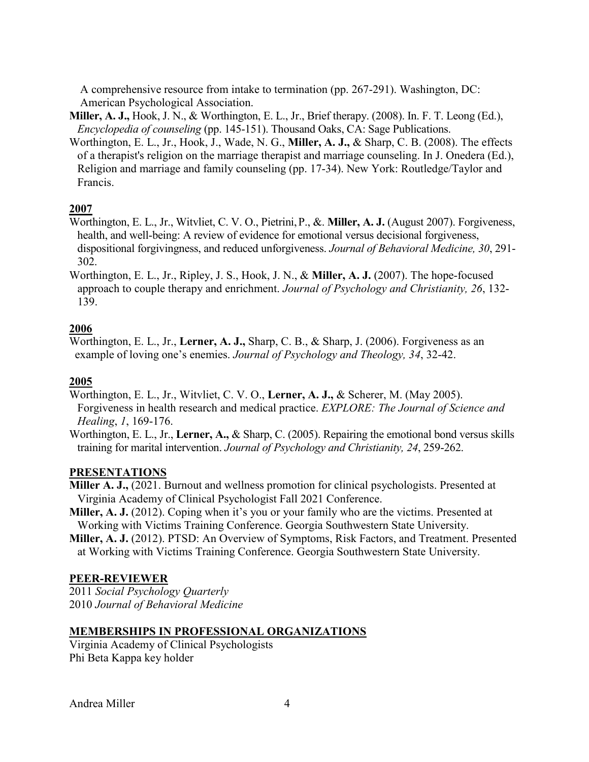A comprehensive resource from intake to termination (pp. 267-291). Washington, DC: American Psychological Association.

**Miller, A. J.,** Hook, J. N., & Worthington, E. L., Jr., Brief therapy. (2008). In. F. T. Leong (Ed.), *Encyclopedia of counseling* (pp. 145-151). Thousand Oaks, CA: Sage Publications.

Worthington, E. L., Jr., Hook, J., Wade, N. G., **Miller, A. J.,** & Sharp, C. B. (2008). The effects of a therapist's religion on the marriage therapist and marriage counseling. In J. Onedera (Ed.), Religion and marriage and family counseling (pp. 17-34). New York: Routledge/Taylor and Francis.

## 2007

Worthington, E. L., Jr., Witvliet, C. V. O., Pietrini, P., &. **Miller, A. J.** (August 2007). Forgiveness, health, and well-being: A review of evidence for emotional versus decisional forgiveness, dispositional forgivingness, and reduced unforgiveness. *Journal of Behavioral Medicine, 30*, 291-302.

Worthington, E. L., Jr., Ripley, J. S., Hook, J. N., & **Miller, A. J.** (2007). The hope-focused approach to couple therapy and enrichment. *Journal of Psychology and Christianity, 26*, 132-139.

## 2006

Worthington, E. L., Jr., **Lerner, A. J.,** Sharp, C. B., & Sharp, J. (2006). Forgiveness as an example of loving one's enemies. *Journal of Psychology and Theology, 34*, 32-42.

## 2005

Worthington, E. L., Jr., Witvliet, C. V. O., **Lerner, A. J.,** & Scherer, M. (May 2005). Forgiveness in health research and medical practice. *EXPLORE: The Journal of Science and Healing*, *1*, 169-176.

Worthington, E. L., Jr., **Lerner, A.,** & Sharp, C. (2005). Repairing the emotional bond versus skills training for marital intervention. *Journal of Psychology and Christianity, 24*, 259-262.

## PRESENTATIONS

**Miller A. J.,** (2021. Burnout and wellness promotion for clinical psychologists. Presented at Virginia Academy of Clinical Psychologist Fall 2021 Conference.

**Miller, A. J.** (2012). Coping when it's you or your family who are the victims. Presented at Working with Victims Training Conference. Georgia Southwestern State University.

**Miller, A. J.** (2012). PTSD: An Overview of Symptoms, Risk Factors, and Treatment. Presented at Working with Victims Training Conference. Georgia Southwestern State University.

## PEER-REVIEWER

2011 *Social Psychology Quarterly*
2010 *Journal of Behavioral Medicine*

## MEMBERSHIPS IN PROFESSIONAL ORGANIZATIONS

Virginia Academy of Clinical Psychologists
Phi Beta Kappa key holder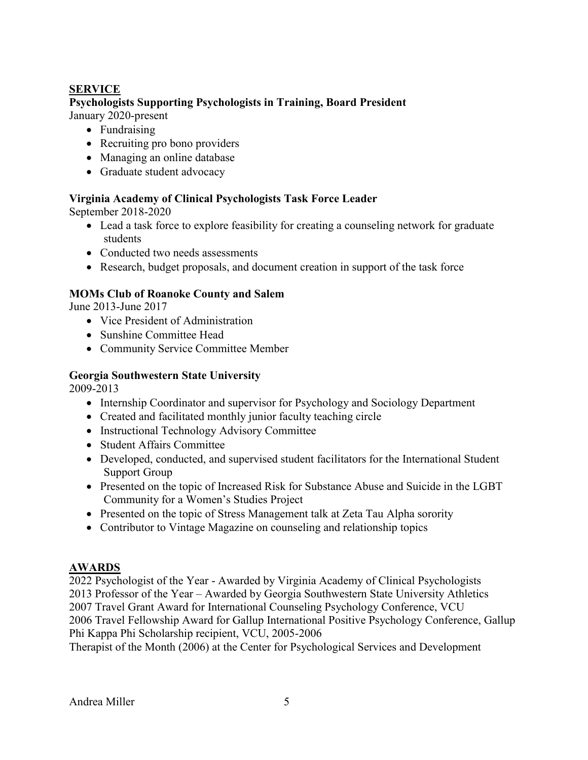## SERVICE

**Psychologists Supporting Psychologists in Training, Board President**
January 2020-present

- Fundraising
- Recruiting pro bono providers
- Managing an online database
- Graduate student advocacy

**Virginia Academy of Clinical Psychologists Task Force Leader**
September 2018-2020

- Lead a task force to explore feasibility for creating a counseling network for graduate students
- Conducted two needs assessments
- Research, budget proposals, and document creation in support of the task force

**MOMs Club of Roanoke County and Salem**
June 2013-June 2017

- Vice President of Administration
- Sunshine Committee Head
- Community Service Committee Member

**Georgia Southwestern State University**
2009-2013

- Internship Coordinator and supervisor for Psychology and Sociology Department
- Created and facilitated monthly junior faculty teaching circle
- Instructional Technology Advisory Committee
- Student Affairs Committee
- Developed, conducted, and supervised student facilitators for the International Student Support Group
- Presented on the topic of Increased Risk for Substance Abuse and Suicide in the LGBT Community for a Women's Studies Project
- Presented on the topic of Stress Management talk at Zeta Tau Alpha sorority
- Contributor to Vintage Magazine on counseling and relationship topics

## AWARDS

2022 Psychologist of the Year - Awarded by Virginia Academy of Clinical Psychologists
2013 Professor of the Year – Awarded by Georgia Southwestern State University Athletics
2007 Travel Grant Award for International Counseling Psychology Conference, VCU
2006 Travel Fellowship Award for Gallup International Positive Psychology Conference, Gallup
Phi Kappa Phi Scholarship recipient, VCU, 2005-2006
Therapist of the Month (2006) at the Center for Psychological Services and Development